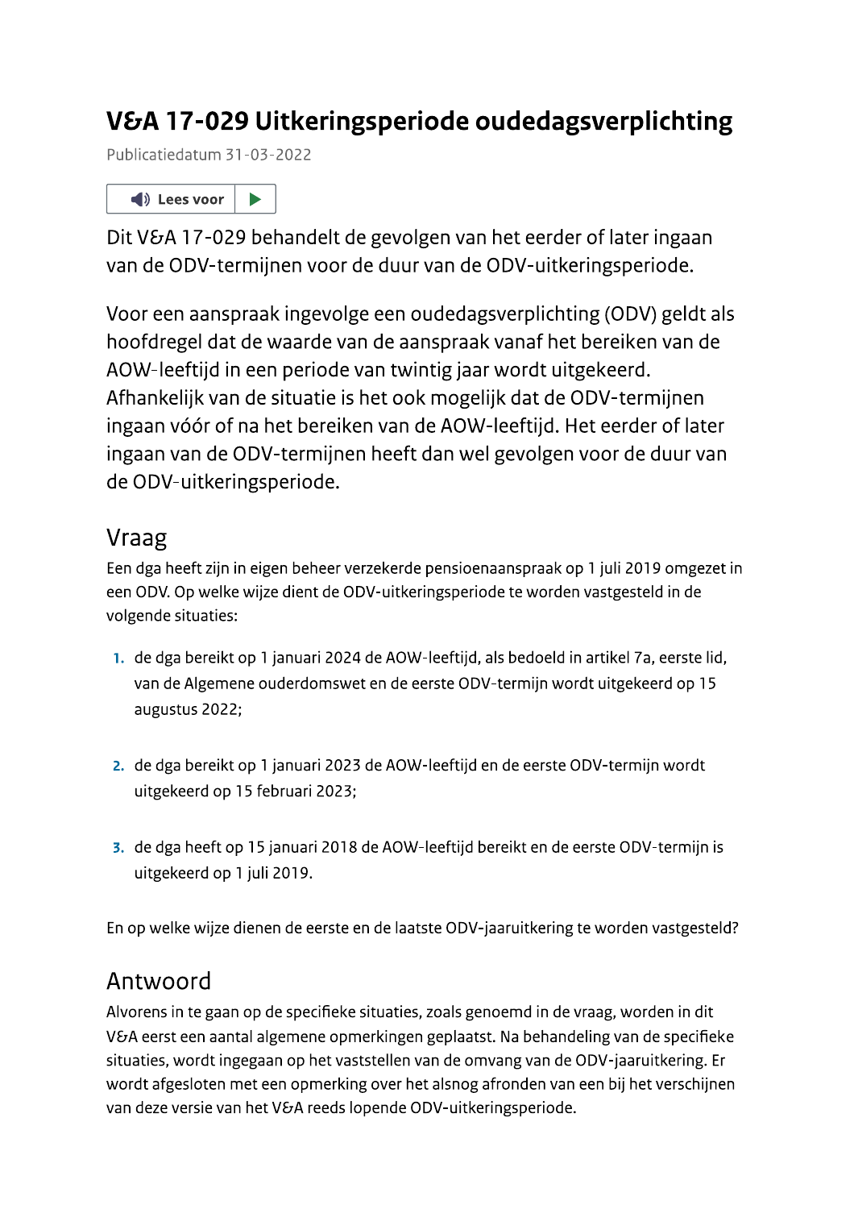# V&A 17-029 Uitkeringsperiode oudedagsverplichting

Publicatiedatum 31-03-2022

Dit V&A 17-029 behandelt de gevolgen van het eerder of later ingaan van de ODV-termijnen voor de duur van de ODV-uitkeringsperiode.

Voor een aanspraak ingevolge een oudedagsverplichting (ODV) geldt als hoofdregel dat de waarde van de aanspraak vanaf het bereiken van de AOW-leeftijd in een periode van twintig jaar wordt uitgekeerd. Afhankelijk van de situatie is het ook mogelijk dat de ODV-termijnen ingaan vóór of na het bereiken van de AOW-leeftijd. Het eerder of later ingaan van de ODV-termijnen heeft dan wel gevolgen voor de duur van de ODV-uitkeringsperiode.

## Vraag

Een dga heeft zijn in eigen beheer verzekerde pensioenaanspraak op 1 juli 2019 omgezet in een ODV. Op welke wijze dient de ODV-uitkeringsperiode te worden vastgesteld in de volgende situaties:

1. de dga bereikt op 1 januari 2024 de AOW-leeftijd, als bedoeld in artikel 7a, eerste lid, van de Algemene ouderdomswet en de eerste ODV-termijn wordt uitgekeerd op 15 augustus 2022;
2. de dga bereikt op 1 januari 2023 de AOW-leeftijd en de eerste ODV-termijn wordt uitgekeerd op 15 februari 2023;
3. de dga heeft op 15 januari 2018 de AOW-leeftijd bereikt en de eerste ODV-termijn is uitgekeerd op 1 juli 2019.

En op welke wijze dienen de eerste en de laatste ODV-jaaruitkering te worden vastgesteld?

## Antwoord

Alvorens in te gaan op de specifieke situaties, zoals genoemd in de vraag, worden in dit V&A eerst een aantal algemene opmerkingen geplaatst. Na behandeling van de specifieke situaties, wordt ingegaan op het vaststellen van de omvang van de ODV-jaaruitkering. Er wordt afgesloten met een opmerking over het alsnog afronden van een bij het verschijnen van deze versie van het V&A reeds lopende ODV-uitkeringsperiode.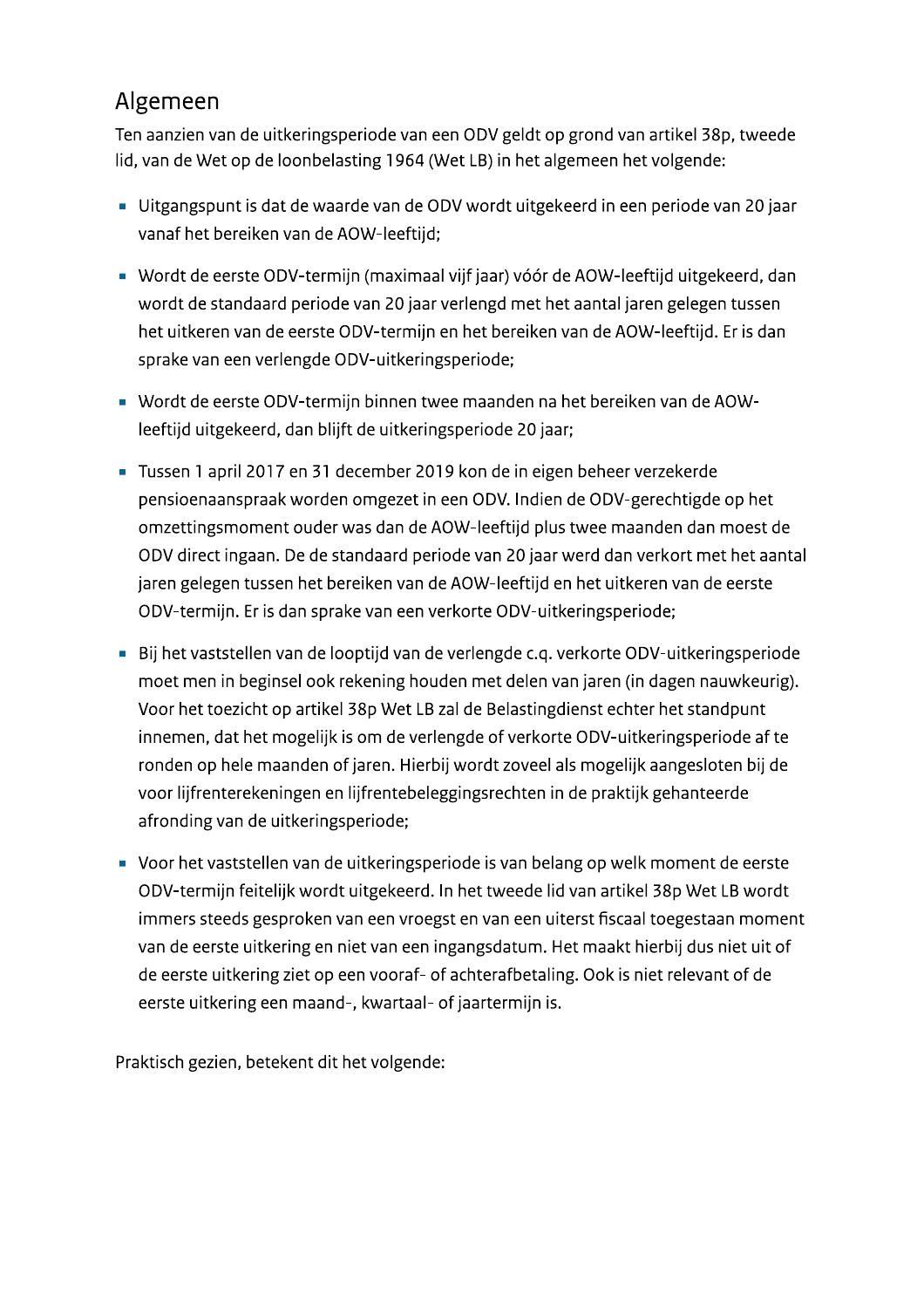## Algemeen

Ten aanzien van de uitkeringsperiode van een ODV geldt op grond van artikel 38p, tweede lid, van de Wet op de loonbelasting 1964 (Wet LB) in het algemeen het volgende:

- Uitgangspunt is dat de waarde van de ODV wordt uitgekeerd in een periode van 20 jaar vanaf het bereiken van de AOW-leeftijd;
- Wordt de eerste ODV-termijn (maximaal vijf jaar) vóór de AOW-leeftijd uitgekeerd, dan wordt de standaard periode van 20 jaar verlengd met het aantal jaren gelegen tussen het uitkeren van de eerste ODV-termijn en het bereiken van de AOW-leeftijd. Er is dan sprake van een verlengde ODV-uitkeringsperiode;
- Wordt de eerste ODV-termijn binnen twee maanden na het bereiken van de AOW-leeftijd uitgekeerd, dan blijft de uitkeringsperiode 20 jaar;
- Tussen 1 april 2017 en 31 december 2019 kon de in eigen beheer verzekerde pensioenaanspraak worden omgezet in een ODV. Indien de ODV-gerechtigde op het omzettingsmoment ouder was dan de AOW-leeftijd plus twee maanden dan moest de ODV direct ingaan. De de standaard periode van 20 jaar werd dan verkort met het aantal jaren gelegen tussen het bereiken van de AOW-leeftijd en het uitkeren van de eerste ODV-termijn. Er is dan sprake van een verkorte ODV-uitkeringsperiode;
- Bij het vaststellen van de looptijd van de verlengde c.q. verkorte ODV-uitkeringsperiode moet men in beginsel ook rekening houden met delen van jaren (in dagen nauwkeurig). Voor het toezicht op artikel 38p Wet LB zal de Belastingdienst echter het standpunt innemen, dat het mogelijk is om de verlengde of verkorte ODV-uitkeringsperiode af te ronden op hele maanden of jaren. Hierbij wordt zoveel als mogelijk aangesloten bij de voor lijfrenterekeningen en lijfrentebeleggingsrechten in de praktijk gehanteerde afronding van de uitkeringsperiode;
- Voor het vaststellen van de uitkeringsperiode is van belang op welk moment de eerste ODV-termijn feitelijk wordt uitgekeerd. In het tweede lid van artikel 38p Wet LB wordt immers steeds gesproken van een vroegst en van een uiterst fiscaal toegestaan moment van de eerste uitkering en niet van een ingangsdatum. Het maakt hierbij dus niet uit of de eerste uitkering ziet op een vooraf- of achterafbetaling. Ook is niet relevant of de eerste uitkering een maand-, kwartaal- of jaartermijn is.

Praktisch gezien, betekent dit het volgende: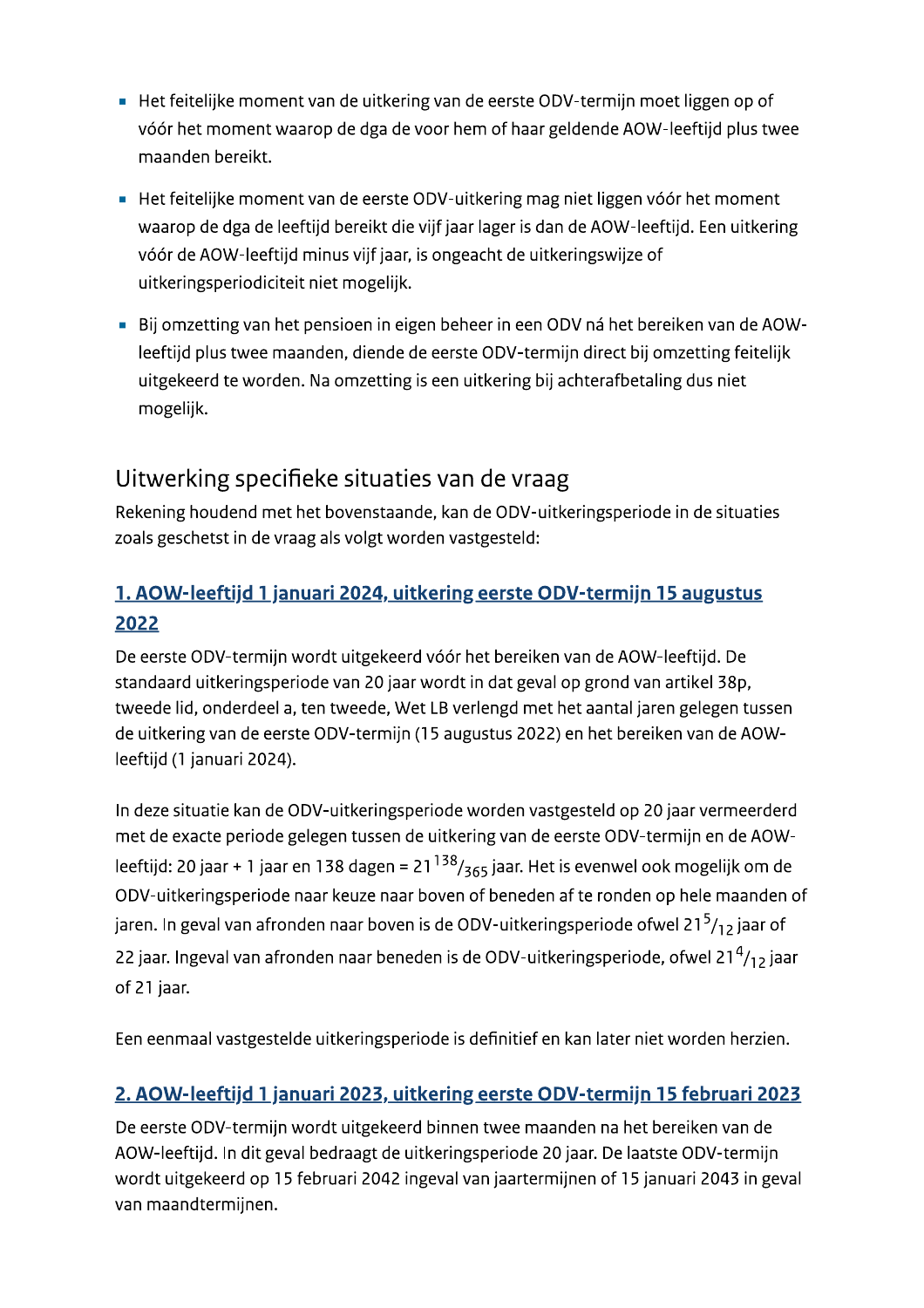- Het feitelijke moment van de uitkering van de eerste ODV-termijn moet liggen op of vóór het moment waarop de dga de voor hem of haar geldende AOW-leeftijd plus twee maanden bereikt.
- Het feitelijke moment van de eerste ODV-uitkering mag niet liggen vóór het moment waarop de dga de leeftijd bereikt die vijf jaar lager is dan de AOW-leeftijd. Een uitkering vóór de AOW-leeftijd minus vijf jaar, is ongeacht de uitkeringswijze of uitkeringsperiodiciteit niet mogelijk.
- Bij omzetting van het pensioen in eigen beheer in een ODV ná het bereiken van de AOW-leeftijd plus twee maanden, diende de eerste ODV-termijn direct bij omzetting feitelijk uitgekeerd te worden. Na omzetting is een uitkering bij achterafbetaling dus niet mogelijk.

## Uitwerking specifieke situaties van de vraag

Rekening houdend met het bovenstaande, kan de ODV-uitkeringsperiode in de situaties zoals geschetst in de vraag als volgt worden vastgesteld:

### 1. AOW-leeftijd 1 januari 2024, uitkering eerste ODV-termijn 15 augustus 2022

De eerste ODV-termijn wordt uitgekeerd vóór het bereiken van de AOW-leeftijd. De standaard uitkeringsperiode van 20 jaar wordt in dat geval op grond van artikel 38p, tweede lid, onderdeel a, ten tweede, Wet LB verlengd met het aantal jaren gelegen tussen de uitkering van de eerste ODV-termijn (15 augustus 2022) en het bereiken van de AOW-leeftijd (1 januari 2024).

In deze situatie kan de ODV-uitkeringsperiode worden vastgesteld op 20 jaar vermeerderd met de exacte periode gelegen tussen de uitkering van de eerste ODV-termijn en de AOW-leeftijd: 20 jaar + 1 jaar en 138 dagen = $21\,^{138}/_{365}$ jaar. Het is evenwel ook mogelijk om de ODV-uitkeringsperiode naar keuze naar boven of beneden af te ronden op hele maanden of jaren. In geval van afronden naar boven is de ODV-uitkeringsperiode ofwel $21\,^{5}/_{12}$ jaar of 22 jaar. Ingeval van afronden naar beneden is de ODV-uitkeringsperiode, ofwel $21\,^{4}/_{12}$ jaar of 21 jaar.

Een eenmaal vastgestelde uitkeringsperiode is definitief en kan later niet worden herzien.

### 2. AOW-leeftijd 1 januari 2023, uitkering eerste ODV-termijn 15 februari 2023

De eerste ODV-termijn wordt uitgekeerd binnen twee maanden na het bereiken van de AOW-leeftijd. In dit geval bedraagt de uitkeringsperiode 20 jaar. De laatste ODV-termijn wordt uitgekeerd op 15 februari 2042 ingeval van jaartermijnen of 15 januari 2043 in geval van maandtermijnen.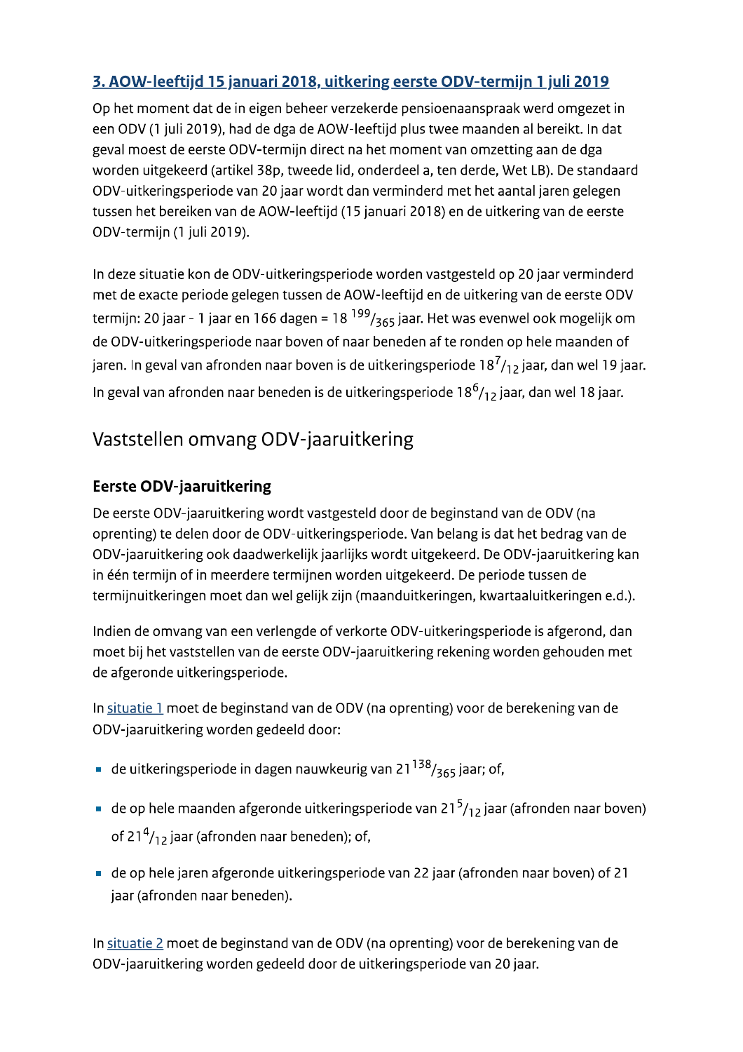### 3. AOW-leeftijd 15 januari 2018, uitkering eerste ODV-termijn 1 juli 2019

Op het moment dat de in eigen beheer verzekerde pensioenaanspraak werd omgezet in een ODV (1 juli 2019), had de dga de AOW-leeftijd plus twee maanden al bereikt. In dat geval moest de eerste ODV-termijn direct na het moment van omzetting aan de dga worden uitgekeerd (artikel 38p, tweede lid, onderdeel a, ten derde, Wet LB). De standaard ODV-uitkeringsperiode van 20 jaar wordt dan verminderd met het aantal jaren gelegen tussen het bereiken van de AOW-leeftijd (15 januari 2018) en de uitkering van de eerste ODV-termijn (1 juli 2019).

In deze situatie kon de ODV-uitkeringsperiode worden vastgesteld op 20 jaar verminderd met de exacte periode gelegen tussen de AOW-leeftijd en de uitkering van de eerste ODV termijn: 20 jaar - 1 jaar en 166 dagen = $18\,^{199}/_{365}$ jaar. Het was evenwel ook mogelijk om de ODV-uitkeringsperiode naar boven of naar beneden af te ronden op hele maanden of jaren. In geval van afronden naar boven is de uitkeringsperiode $18\,^{7}/_{12}$ jaar, dan wel 19 jaar. In geval van afronden naar beneden is de uitkeringsperiode $18\,^{6}/_{12}$ jaar, dan wel 18 jaar.

## Vaststellen omvang ODV-jaaruitkering

### Eerste ODV-jaaruitkering

De eerste ODV-jaaruitkering wordt vastgesteld door de beginstand van de ODV (na oprenting) te delen door de ODV-uitkeringsperiode. Van belang is dat het bedrag van de ODV-jaaruitkering ook daadwerkelijk jaarlijks wordt uitgekeerd. De ODV-jaaruitkering kan in één termijn of in meerdere termijnen worden uitgekeerd. De periode tussen de termijnuitkeringen moet dan wel gelijk zijn (maanduitkeringen, kwartaaluitkeringen e.d.).

Indien de omvang van een verlengde of verkorte ODV-uitkeringsperiode is afgerond, dan moet bij het vaststellen van de eerste ODV-jaaruitkering rekening worden gehouden met de afgeronde uitkeringsperiode.

In situatie 1 moet de beginstand van de ODV (na oprenting) voor de berekening van de ODV-jaaruitkering worden gedeeld door:

- de uitkeringsperiode in dagen nauwkeurig van $21\,^{138}/_{365}$ jaar; of,
- de op hele maanden afgeronde uitkeringsperiode van $21\,^{5}/_{12}$ jaar (afronden naar boven) of $21\,^{4}/_{12}$ jaar (afronden naar beneden); of,
- de op hele jaren afgeronde uitkeringsperiode van 22 jaar (afronden naar boven) of 21 jaar (afronden naar beneden).

In situatie 2 moet de beginstand van de ODV (na oprenting) voor de berekening van de ODV-jaaruitkering worden gedeeld door de uitkeringsperiode van 20 jaar.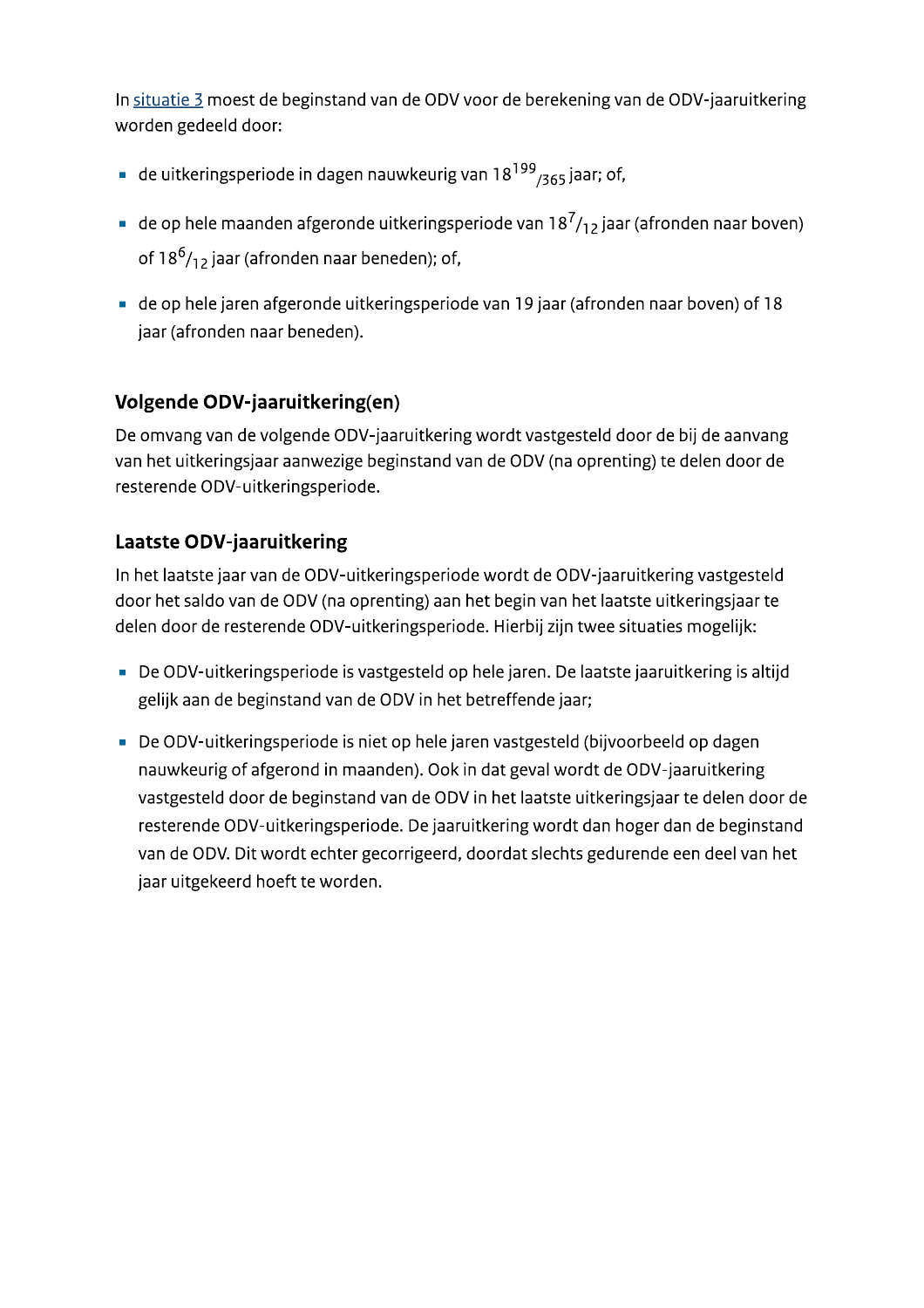In situatie 3 moest de beginstand van de ODV voor de berekening van de ODV-jaaruitkering worden gedeeld door:

- de uitkeringsperiode in dagen nauwkeurig van $18^{199}/_{365}$ jaar; of,
- de op hele maanden afgeronde uitkeringsperiode van $18^{7}/_{12}$ jaar (afronden naar boven) of $18^{6}/_{12}$ jaar (afronden naar beneden); of,
- de op hele jaren afgeronde uitkeringsperiode van 19 jaar (afronden naar boven) of 18 jaar (afronden naar beneden).

### Volgende ODV-jaaruitkering(en)

De omvang van de volgende ODV-jaaruitkering wordt vastgesteld door de bij de aanvang van het uitkeringsjaar aanwezige beginstand van de ODV (na oprenting) te delen door de resterende ODV-uitkeringsperiode.

### Laatste ODV-jaaruitkering

In het laatste jaar van de ODV-uitkeringsperiode wordt de ODV-jaaruitkering vastgesteld door het saldo van de ODV (na oprenting) aan het begin van het laatste uitkeringsjaar te delen door de resterende ODV-uitkeringsperiode. Hierbij zijn twee situaties mogelijk:

- De ODV-uitkeringsperiode is vastgesteld op hele jaren. De laatste jaaruitkering is altijd gelijk aan de beginstand van de ODV in het betreffende jaar;
- De ODV-uitkeringsperiode is niet op hele jaren vastgesteld (bijvoorbeeld op dagen nauwkeurig of afgerond in maanden). Ook in dat geval wordt de ODV-jaaruitkering vastgesteld door de beginstand van de ODV in het laatste uitkeringsjaar te delen door de resterende ODV-uitkeringsperiode. De jaaruitkering wordt dan hoger dan de beginstand van de ODV. Dit wordt echter gecorrigeerd, doordat slechts gedurende een deel van het jaar uitgekeerd hoeft te worden.